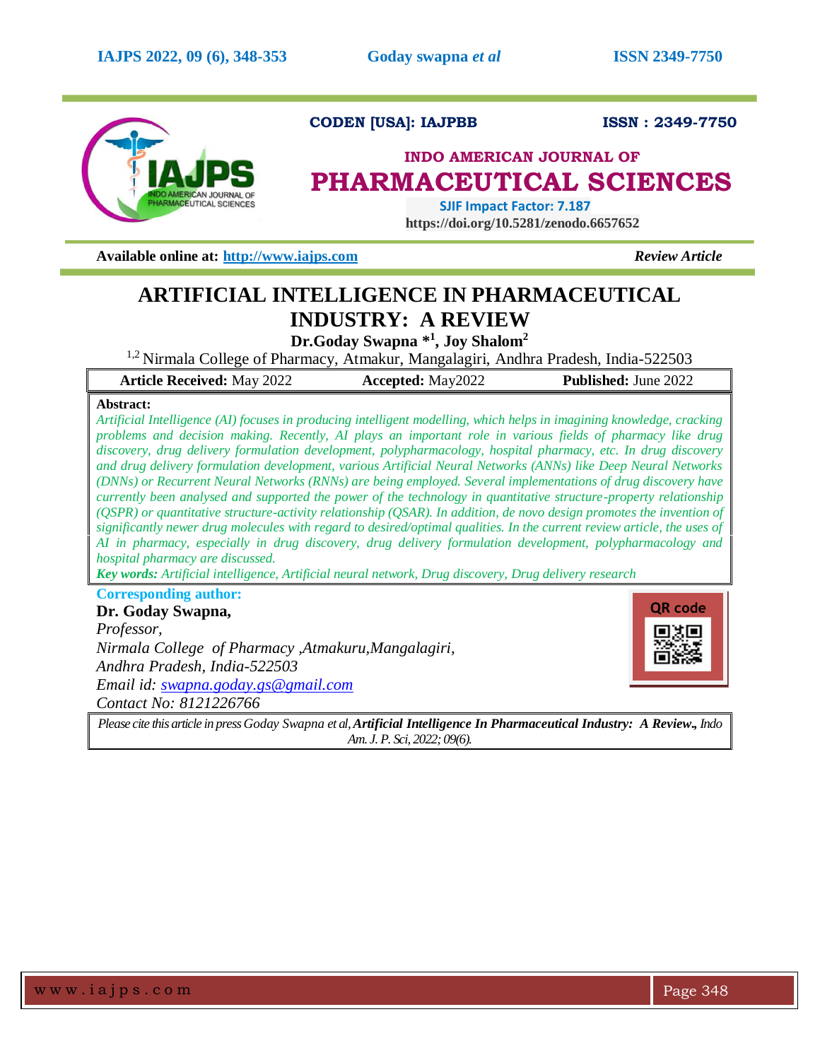CODEN [USA]: IAJPBB ISSN : 2349-7750

**INDO AMERICAN JOURNAL OF**
# PHARMACEUTICAL SCIENCES

SJIF Impact Factor: 7.187
https://doi.org/10.5281/zenodo.6657652

**Available online at:** [http://www.iajps.com](http://www.iajps.com) *Review Article*

# ARTIFICIAL INTELLIGENCE IN PHARMACEUTICAL INDUSTRY: A REVIEW

**Dr.Goday Swapna *[1], Joy Shalom[2]**

[1,2] Nirmala College of Pharmacy, Atmakur, Mangalagiri, Andhra Pradesh, India-522503

| **Article Received:** May 2022 | **Accepted:** May2022 | **Published:** June 2022 |
|---|---|---|

**Abstract:**

*Artificial Intelligence (AI) focuses in producing intelligent modelling, which helps in imagining knowledge, cracking problems and decision making. Recently, AI plays an important role in various fields of pharmacy like drug discovery, drug delivery formulation development, polypharmacology, hospital pharmacy, etc. In drug discovery and drug delivery formulation development, various Artificial Neural Networks (ANNs) like Deep Neural Networks (DNNs) or Recurrent Neural Networks (RNNs) are being employed. Several implementations of drug discovery have currently been analysed and supported the power of the technology in quantitative structure-property relationship (QSPR) or quantitative structure-activity relationship (QSAR). In addition, de novo design promotes the invention of significantly newer drug molecules with regard to desired/optimal qualities. In the current review article, the uses of AI in pharmacy, especially in drug discovery, drug delivery formulation development, polypharmacology and hospital pharmacy are discussed.*

***Key words:*** *Artificial intelligence, Artificial neural network, Drug discovery, Drug delivery research*

**Corresponding author:**

**Dr. Goday Swapna,**
*Professor,*
*Nirmala College of Pharmacy ,Atmakuru,Mangalagiri,*
*Andhra Pradesh, India-522503*
*Email id: [swapna.goday.gs@gmail.com](mailto:swapna.goday.gs@gmail.com)*
*Contact No: 8121226766*

QR code

*Please cite this article in press Goday Swapna et al,* ***Artificial Intelligence In Pharmaceutical Industry: A Review.,*** *Indo Am. J. P. Sci, 2022; 09(6).*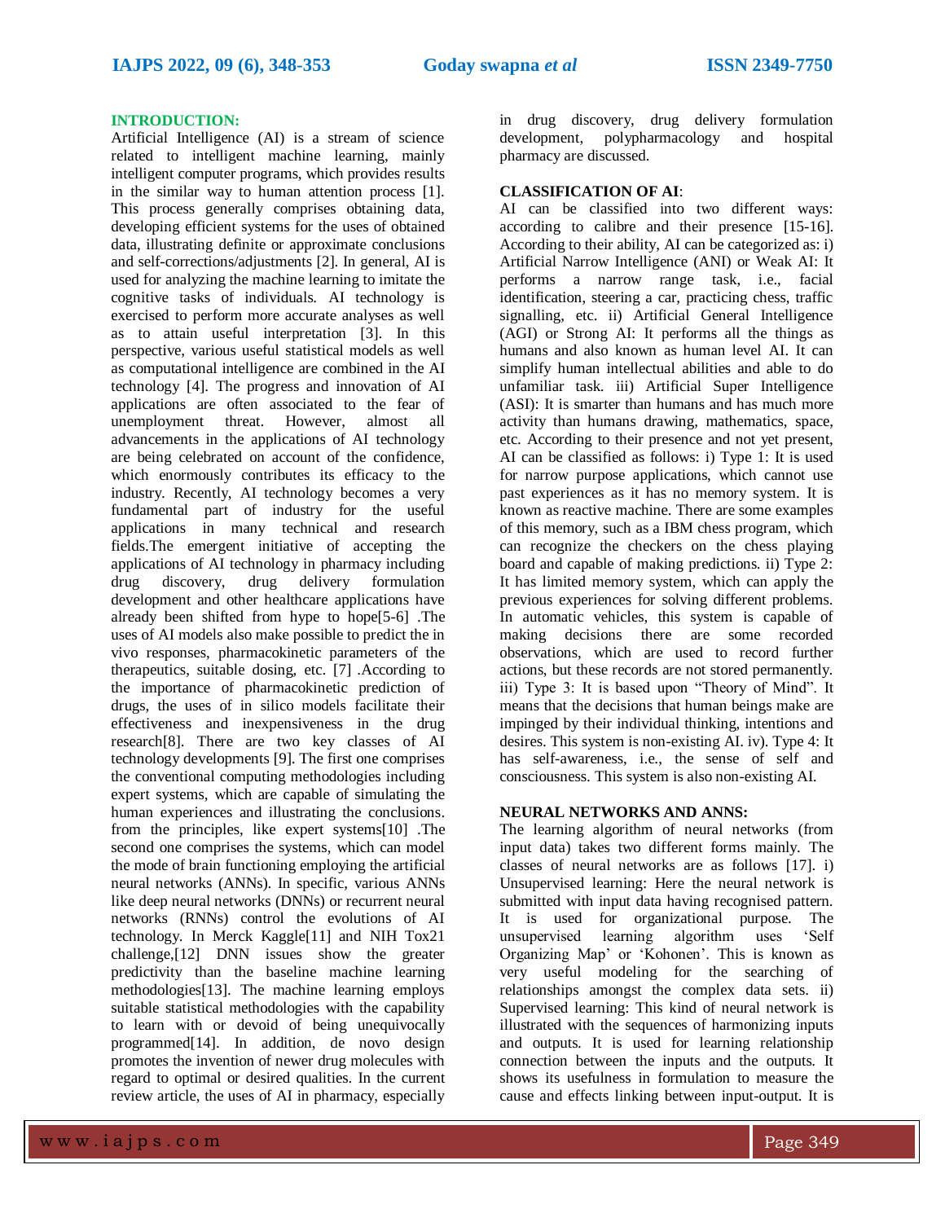## INTRODUCTION:

Artificial Intelligence (AI) is a stream of science related to intelligent machine learning, mainly intelligent computer programs, which provides results in the similar way to human attention process [1]. This process generally comprises obtaining data, developing efficient systems for the uses of obtained data, illustrating definite or approximate conclusions and self-corrections/adjustments [2]. In general, AI is used for analyzing the machine learning to imitate the cognitive tasks of individuals. AI technology is exercised to perform more accurate analyses as well as to attain useful interpretation [3]. In this perspective, various useful statistical models as well as computational intelligence are combined in the AI technology [4]. The progress and innovation of AI applications are often associated to the fear of unemployment threat. However, almost all advancements in the applications of AI technology are being celebrated on account of the confidence, which enormously contributes its efficacy to the industry. Recently, AI technology becomes a very fundamental part of industry for the useful applications in many technical and research fields.The emergent initiative of accepting the applications of AI technology in pharmacy including drug discovery, drug delivery formulation development and other healthcare applications have already been shifted from hype to hope[5-6] .The uses of AI models also make possible to predict the in vivo responses, pharmacokinetic parameters of the therapeutics, suitable dosing, etc. [7] .According to the importance of pharmacokinetic prediction of drugs, the uses of in silico models facilitate their effectiveness and inexpensiveness in the drug research[8]. There are two key classes of AI technology developments [9]. The first one comprises the conventional computing methodologies including expert systems, which are capable of simulating the human experiences and illustrating the conclusions. from the principles, like expert systems[10] .The second one comprises the systems, which can model the mode of brain functioning employing the artificial neural networks (ANNs). In specific, various ANNs like deep neural networks (DNNs) or recurrent neural networks (RNNs) control the evolutions of AI technology. In Merck Kaggle[11] and NIH Tox21 challenge,[12] DNN issues show the greater predictivity than the baseline machine learning methodologies[13]. The machine learning employs suitable statistical methodologies with the capability to learn with or devoid of being unequivocally programmed[14]. In addition, de novo design promotes the invention of newer drug molecules with regard to optimal or desired qualities. In the current review article, the uses of AI in pharmacy, especially in drug discovery, drug delivery formulation development, polypharmacology and hospital pharmacy are discussed.

## CLASSIFICATION OF AI:

AI can be classified into two different ways: according to calibre and their presence [15-16]. According to their ability, AI can be categorized as: i) Artificial Narrow Intelligence (ANI) or Weak AI: It performs a narrow range task, i.e., facial identification, steering a car, practicing chess, traffic signalling, etc. ii) Artificial General Intelligence (AGI) or Strong AI: It performs all the things as humans and also known as human level AI. It can simplify human intellectual abilities and able to do unfamiliar task. iii) Artificial Super Intelligence (ASI): It is smarter than humans and has much more activity than humans drawing, mathematics, space, etc. According to their presence and not yet present, AI can be classified as follows: i) Type 1: It is used for narrow purpose applications, which cannot use past experiences as it has no memory system. It is known as reactive machine. There are some examples of this memory, such as a IBM chess program, which can recognize the checkers on the chess playing board and capable of making predictions. ii) Type 2: It has limited memory system, which can apply the previous experiences for solving different problems. In automatic vehicles, this system is capable of making decisions there are some recorded observations, which are used to record further actions, but these records are not stored permanently. iii) Type 3: It is based upon "Theory of Mind". It means that the decisions that human beings make are impinged by their individual thinking, intentions and desires. This system is non-existing AI. iv) Type 4: It has self-awareness, i.e., the sense of self and consciousness. This system is also non-existing AI.

## NEURAL NETWORKS AND ANNS:

The learning algorithm of neural networks (from input data) takes two different forms mainly. The classes of neural networks are as follows [17]. i) Unsupervised learning: Here the neural network is submitted with input data having recognised pattern. It is used for organizational purpose. The unsupervised learning algorithm uses 'Self Organizing Map' or 'Kohonen'. This is known as very useful modeling for the searching of relationships amongst the complex data sets. ii) Supervised learning: This kind of neural network is illustrated with the sequences of harmonizing inputs and outputs. It is used for learning relationship connection between the inputs and the outputs. It shows its usefulness in formulation to measure the cause and effects linking between input-output. It is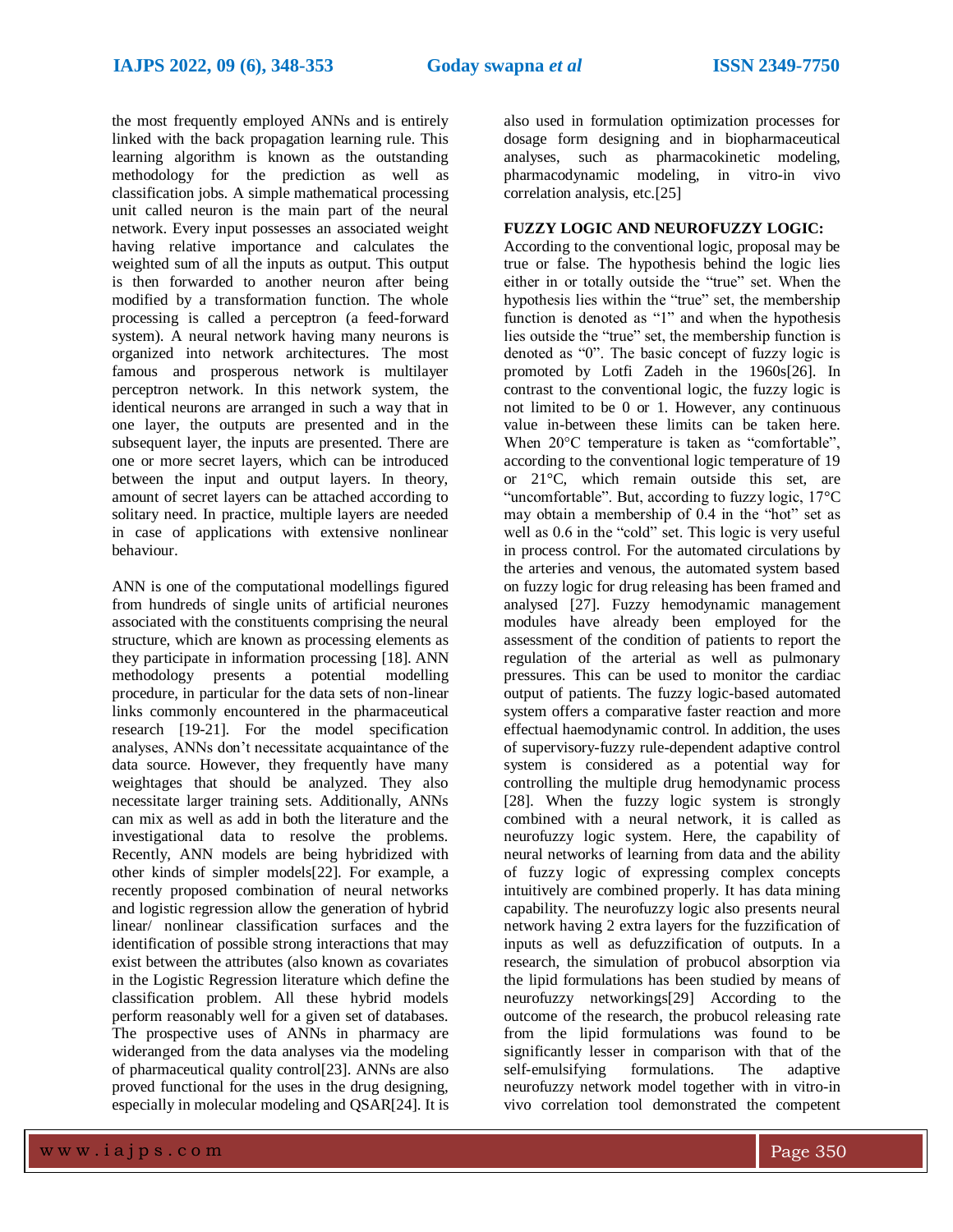the most frequently employed ANNs and is entirely linked with the back propagation learning rule. This learning algorithm is known as the outstanding methodology for the prediction as well as classification jobs. A simple mathematical processing unit called neuron is the main part of the neural network. Every input possesses an associated weight having relative importance and calculates the weighted sum of all the inputs as output. This output is then forwarded to another neuron after being modified by a transformation function. The whole processing is called a perceptron (a feed-forward system). A neural network having many neurons is organized into network architectures. The most famous and prosperous network is multilayer perceptron network. In this network system, the identical neurons are arranged in such a way that in one layer, the outputs are presented and in the subsequent layer, the inputs are presented. There are one or more secret layers, which can be introduced between the input and output layers. In theory, amount of secret layers can be attached according to solitary need. In practice, multiple layers are needed in case of applications with extensive nonlinear behaviour.

ANN is one of the computational modellings figured from hundreds of single units of artificial neurones associated with the constituents comprising the neural structure, which are known as processing elements as they participate in information processing [18]. ANN methodology presents a potential modelling procedure, in particular for the data sets of non-linear links commonly encountered in the pharmaceutical research [19-21]. For the model specification analyses, ANNs don't necessitate acquaintance of the data source. However, they frequently have many weightages that should be analyzed. They also necessitate larger training sets. Additionally, ANNs can mix as well as add in both the literature and the investigational data to resolve the problems. Recently, ANN models are being hybridized with other kinds of simpler models[22]. For example, a recently proposed combination of neural networks and logistic regression allow the generation of hybrid linear/ nonlinear classification surfaces and the identification of possible strong interactions that may exist between the attributes (also known as covariates in the Logistic Regression literature which define the classification problem. All these hybrid models perform reasonably well for a given set of databases. The prospective uses of ANNs in pharmacy are wideranged from the data analyses via the modeling of pharmaceutical quality control[23]. ANNs are also proved functional for the uses in the drug designing, especially in molecular modeling and QSAR[24]. It is also used in formulation optimization processes for dosage form designing and in biopharmaceutical analyses, such as pharmacokinetic modeling, pharmacodynamic modeling, in vitro-in vivo correlation analysis, etc.[25]

**FUZZY LOGIC AND NEUROFUZZY LOGIC:**

According to the conventional logic, proposal may be true or false. The hypothesis behind the logic lies either in or totally outside the "true" set. When the hypothesis lies within the "true" set, the membership function is denoted as "1" and when the hypothesis lies outside the "true" set, the membership function is denoted as "0". The basic concept of fuzzy logic is promoted by Lotfi Zadeh in the 1960s[26]. In contrast to the conventional logic, the fuzzy logic is not limited to be 0 or 1. However, any continuous value in-between these limits can be taken here. When 20°C temperature is taken as "comfortable", according to the conventional logic temperature of 19 or 21°C, which remain outside this set, are "uncomfortable". But, according to fuzzy logic, 17°C may obtain a membership of 0.4 in the "hot" set as well as 0.6 in the "cold" set. This logic is very useful in process control. For the automated circulations by the arteries and venous, the automated system based on fuzzy logic for drug releasing has been framed and analysed [27]. Fuzzy hemodynamic management modules have already been employed for the assessment of the condition of patients to report the regulation of the arterial as well as pulmonary pressures. This can be used to monitor the cardiac output of patients. The fuzzy logic-based automated system offers a comparative faster reaction and more effectual haemodynamic control. In addition, the uses of supervisory-fuzzy rule-dependent adaptive control system is considered as a potential way for controlling the multiple drug hemodynamic process [28]. When the fuzzy logic system is strongly combined with a neural network, it is called as neurofuzzy logic system. Here, the capability of neural networks of learning from data and the ability of fuzzy logic of expressing complex concepts intuitively are combined properly. It has data mining capability. The neurofuzzy logic also presents neural network having 2 extra layers for the fuzzification of inputs as well as defuzzification of outputs. In a research, the simulation of probucol absorption via the lipid formulations has been studied by means of neurofuzzy networkings[29] According to the outcome of the research, the probucol releasing rate from the lipid formulations was found to be significantly lesser in comparison with that of the self-emulsifying formulations. The adaptive neurofuzzy network model together with in vitro-in vivo correlation tool demonstrated the competent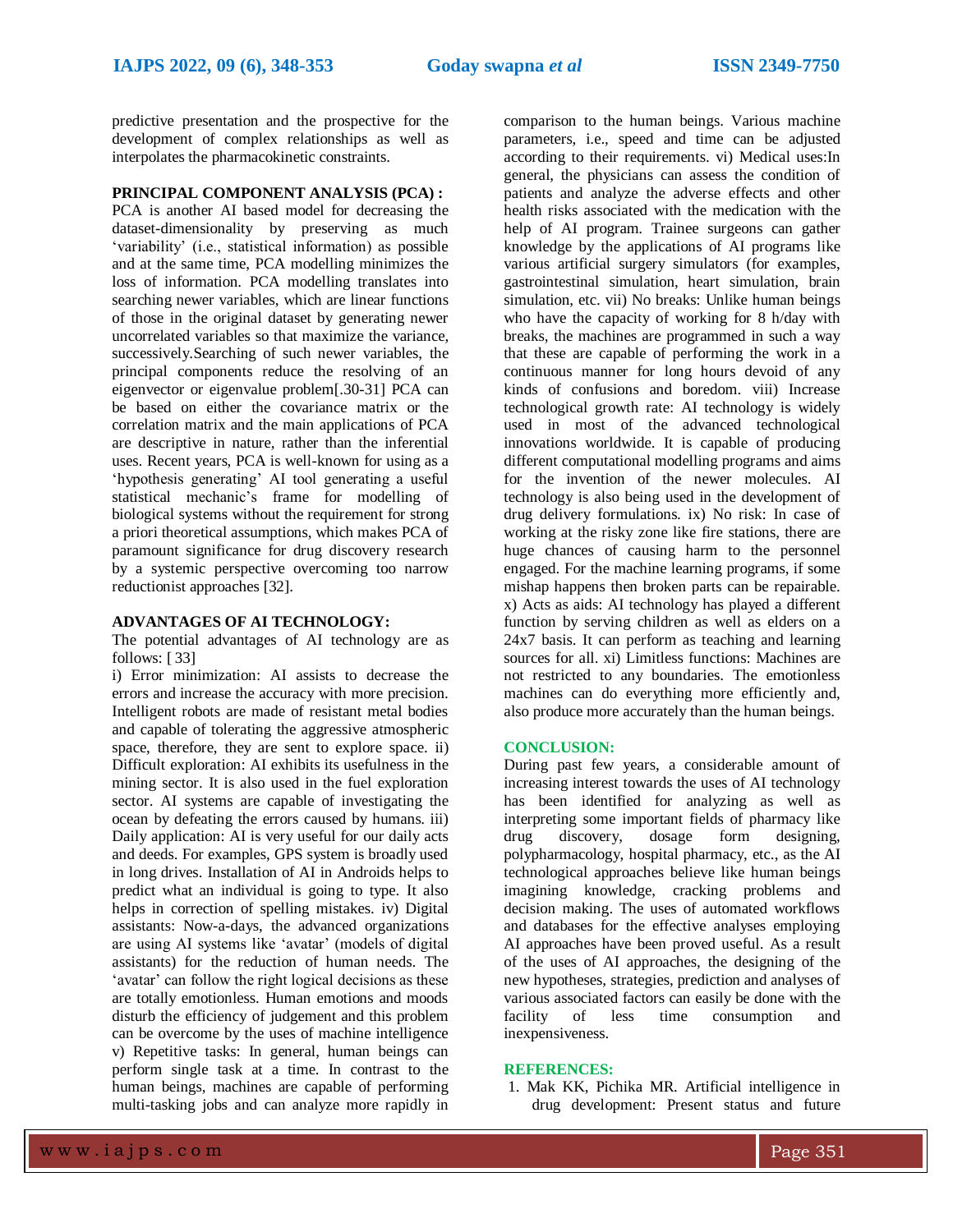predictive presentation and the prospective for the development of complex relationships as well as interpolates the pharmacokinetic constraints.

**PRINCIPAL COMPONENT ANALYSIS (PCA) :**

PCA is another AI based model for decreasing the dataset-dimensionality by preserving as much 'variability' (i.e., statistical information) as possible and at the same time, PCA modelling minimizes the loss of information. PCA modelling translates into searching newer variables, which are linear functions of those in the original dataset by generating newer uncorrelated variables so that maximize the variance, successively.Searching of such newer variables, the principal components reduce the resolving of an eigenvector or eigenvalue problem[.30-31] PCA can be based on either the covariance matrix or the correlation matrix and the main applications of PCA are descriptive in nature, rather than the inferential uses. Recent years, PCA is well-known for using as a 'hypothesis generating' AI tool generating a useful statistical mechanic's frame for modelling of biological systems without the requirement for strong a priori theoretical assumptions, which makes PCA of paramount significance for drug discovery research by a systemic perspective overcoming too narrow reductionist approaches [32].

**ADVANTAGES OF AI TECHNOLOGY:**

The potential advantages of AI technology are as follows: [ 33]

i) Error minimization: AI assists to decrease the errors and increase the accuracy with more precision. Intelligent robots are made of resistant metal bodies and capable of tolerating the aggressive atmospheric space, therefore, they are sent to explore space. ii) Difficult exploration: AI exhibits its usefulness in the mining sector. It is also used in the fuel exploration sector. AI systems are capable of investigating the ocean by defeating the errors caused by humans. iii) Daily application: AI is very useful for our daily acts and deeds. For examples, GPS system is broadly used in long drives. Installation of AI in Androids helps to predict what an individual is going to type. It also helps in correction of spelling mistakes. iv) Digital assistants: Now-a-days, the advanced organizations are using AI systems like 'avatar' (models of digital assistants) for the reduction of human needs. The 'avatar' can follow the right logical decisions as these are totally emotionless. Human emotions and moods disturb the efficiency of judgement and this problem can be overcome by the uses of machine intelligence v) Repetitive tasks: In general, human beings can perform single task at a time. In contrast to the human beings, machines are capable of performing multi-tasking jobs and can analyze more rapidly in comparison to the human beings. Various machine parameters, i.e., speed and time can be adjusted according to their requirements. vi) Medical uses:In general, the physicians can assess the condition of patients and analyze the adverse effects and other health risks associated with the medication with the help of AI program. Trainee surgeons can gather knowledge by the applications of AI programs like various artificial surgery simulators (for examples, gastrointestinal simulation, heart simulation, brain simulation, etc. vii) No breaks: Unlike human beings who have the capacity of working for 8 h/day with breaks, the machines are programmed in such a way that these are capable of performing the work in a continuous manner for long hours devoid of any kinds of confusions and boredom. viii) Increase technological growth rate: AI technology is widely used in most of the advanced technological innovations worldwide. It is capable of producing different computational modelling programs and aims for the invention of the newer molecules. AI technology is also being used in the development of drug delivery formulations. ix) No risk: In case of working at the risky zone like fire stations, there are huge chances of causing harm to the personnel engaged. For the machine learning programs, if some mishap happens then broken parts can be repairable. x) Acts as aids: AI technology has played a different function by serving children as well as elders on a 24x7 basis. It can perform as teaching and learning sources for all. xi) Limitless functions: Machines are not restricted to any boundaries. The emotionless machines can do everything more efficiently and, also produce more accurately than the human beings.

**CONCLUSION:**

During past few years, a considerable amount of increasing interest towards the uses of AI technology has been identified for analyzing as well as interpreting some important fields of pharmacy like drug discovery, dosage form designing, polypharmacology, hospital pharmacy, etc., as the AI technological approaches believe like human beings imagining knowledge, cracking problems and decision making. The uses of automated workflows and databases for the effective analyses employing AI approaches have been proved useful. As a result of the uses of AI approaches, the designing of the new hypotheses, strategies, prediction and analyses of various associated factors can easily be done with the facility of less time consumption and inexpensiveness.

**REFERENCES:**

1. Mak KK, Pichika MR. Artificial intelligence in drug development: Present status and future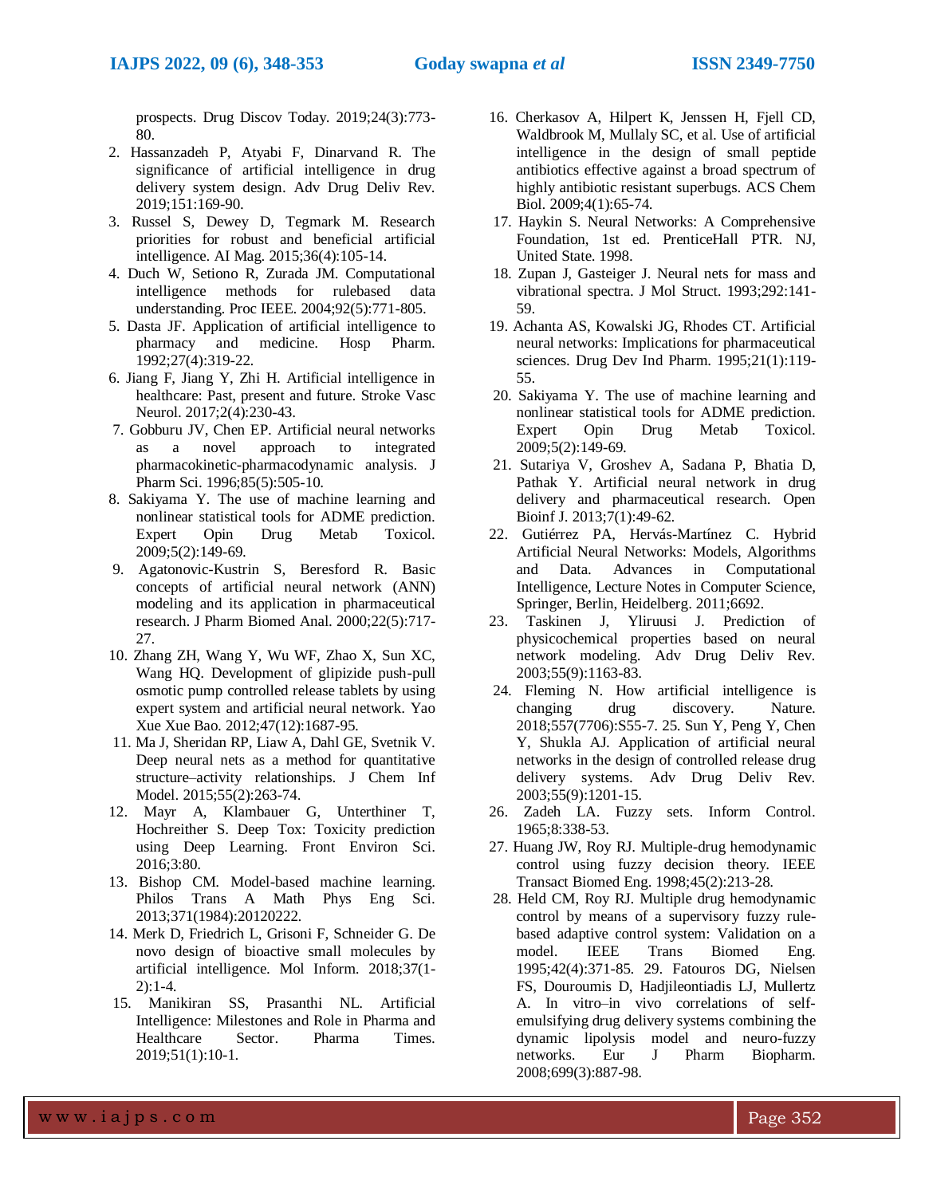prospects. Drug Discov Today. 2019;24(3):773-80.

2. Hassanzadeh P, Atyabi F, Dinarvand R. The significance of artificial intelligence in drug delivery system design. Adv Drug Deliv Rev. 2019;151:169-90.
3. Russel S, Dewey D, Tegmark M. Research priorities for robust and beneficial artificial intelligence. AI Mag. 2015;36(4):105-14.
4. Duch W, Setiono R, Zurada JM. Computational intelligence methods for rulebased data understanding. Proc IEEE. 2004;92(5):771-805.
5. Dasta JF. Application of artificial intelligence to pharmacy and medicine. Hosp Pharm. 1992;27(4):319-22.
6. Jiang F, Jiang Y, Zhi H. Artificial intelligence in healthcare: Past, present and future. Stroke Vasc Neurol. 2017;2(4):230-43.
7. Gobburu JV, Chen EP. Artificial neural networks as a novel approach to integrated pharmacokinetic-pharmacodynamic analysis. J Pharm Sci. 1996;85(5):505-10.
8. Sakiyama Y. The use of machine learning and nonlinear statistical tools for ADME prediction. Expert Opin Drug Metab Toxicol. 2009;5(2):149-69.
9. Agatonovic-Kustrin S, Beresford R. Basic concepts of artificial neural network (ANN) modeling and its application in pharmaceutical research. J Pharm Biomed Anal. 2000;22(5):717-27.
10. Zhang ZH, Wang Y, Wu WF, Zhao X, Sun XC, Wang HQ. Development of glipizide push-pull osmotic pump controlled release tablets by using expert system and artificial neural network. Yao Xue Xue Bao. 2012;47(12):1687-95.
11. Ma J, Sheridan RP, Liaw A, Dahl GE, Svetnik V. Deep neural nets as a method for quantitative structure–activity relationships. J Chem Inf Model. 2015;55(2):263-74.
12. Mayr A, Klambauer G, Unterthiner T, Hochreither S. Deep Tox: Toxicity prediction using Deep Learning. Front Environ Sci. 2016;3:80.
13. Bishop CM. Model-based machine learning. Philos Trans A Math Phys Eng Sci. 2013;371(1984):20120222.
14. Merk D, Friedrich L, Grisoni F, Schneider G. De novo design of bioactive small molecules by artificial intelligence. Mol Inform. 2018;37(1-2):1-4.
15. Manikiran SS, Prasanthi NL. Artificial Intelligence: Milestones and Role in Pharma and Healthcare Sector. Pharma Times. 2019;51(1):10-1.
16. Cherkasov A, Hilpert K, Jenssen H, Fjell CD, Waldbrook M, Mullaly SC, et al. Use of artificial intelligence in the design of small peptide antibiotics effective against a broad spectrum of highly antibiotic resistant superbugs. ACS Chem Biol. 2009;4(1):65-74.
17. Haykin S. Neural Networks: A Comprehensive Foundation, 1st ed. PrenticeHall PTR. NJ, United State. 1998.
18. Zupan J, Gasteiger J. Neural nets for mass and vibrational spectra. J Mol Struct. 1993;292:141-59.
19. Achanta AS, Kowalski JG, Rhodes CT. Artificial neural networks: Implications for pharmaceutical sciences. Drug Dev Ind Pharm. 1995;21(1):119-55.
20. Sakiyama Y. The use of machine learning and nonlinear statistical tools for ADME prediction. Expert Opin Drug Metab Toxicol. 2009;5(2):149-69.
21. Sutariya V, Groshev A, Sadana P, Bhatia D, Pathak Y. Artificial neural network in drug delivery and pharmaceutical research. Open Bioinf J. 2013;7(1):49-62.
22. Gutiérrez PA, Hervás-Martínez C. Hybrid Artificial Neural Networks: Models, Algorithms and Data. Advances in Computational Intelligence, Lecture Notes in Computer Science, Springer, Berlin, Heidelberg. 2011;6692.
23. Taskinen J, Yliruusi J. Prediction of physicochemical properties based on neural network modeling. Adv Drug Deliv Rev. 2003;55(9):1163-83.
24. Fleming N. How artificial intelligence is changing drug discovery. Nature. 2018;557(7706):S55-7. 25. Sun Y, Peng Y, Chen Y, Shukla AJ. Application of artificial neural networks in the design of controlled release drug delivery systems. Adv Drug Deliv Rev. 2003;55(9):1201-15.
26. Zadeh LA. Fuzzy sets. Inform Control. 1965;8:338-53.
27. Huang JW, Roy RJ. Multiple-drug hemodynamic control using fuzzy decision theory. IEEE Transact Biomed Eng. 1998;45(2):213-28.
28. Held CM, Roy RJ. Multiple drug hemodynamic control by means of a supervisory fuzzy rule-based adaptive control system: Validation on a model. IEEE Trans Biomed Eng. 1995;42(4):371-85. 29. Fatouros DG, Nielsen FS, Douroumis D, Hadjileontiadis LJ, Mullertz A. In vitro–in vivo correlations of self-emulsifying drug delivery systems combining the dynamic lipolysis model and neuro-fuzzy networks. Eur J Pharm Biopharm. 2008;699(3):887-98.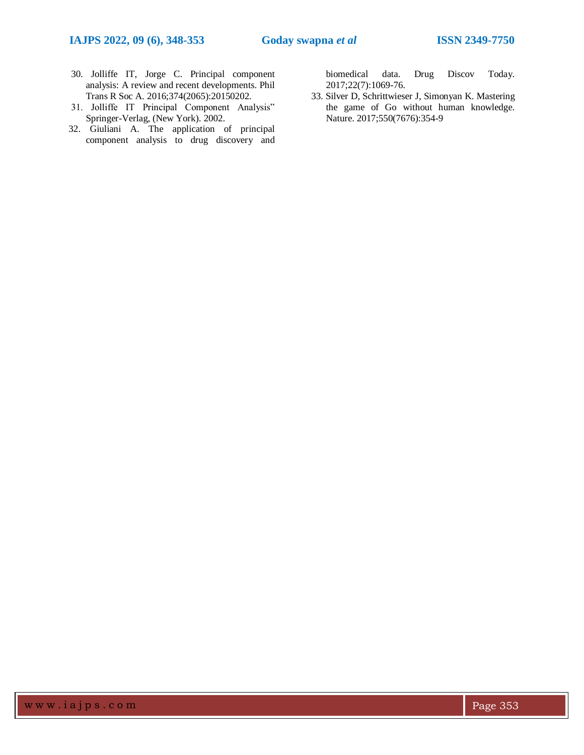30. Jolliffe IT, Jorge C. Principal component analysis: A review and recent developments. Phil Trans R Soc A. 2016;374(2065):20150202.
31. Jolliffe IT Principal Component Analysis" Springer-Verlag, (New York). 2002.
32. Giuliani A. The application of principal component analysis to drug discovery and biomedical data. Drug Discov Today. 2017;22(7):1069-76.
33. Silver D, Schrittwieser J, Simonyan K. Mastering the game of Go without human knowledge. Nature. 2017;550(7676):354-9